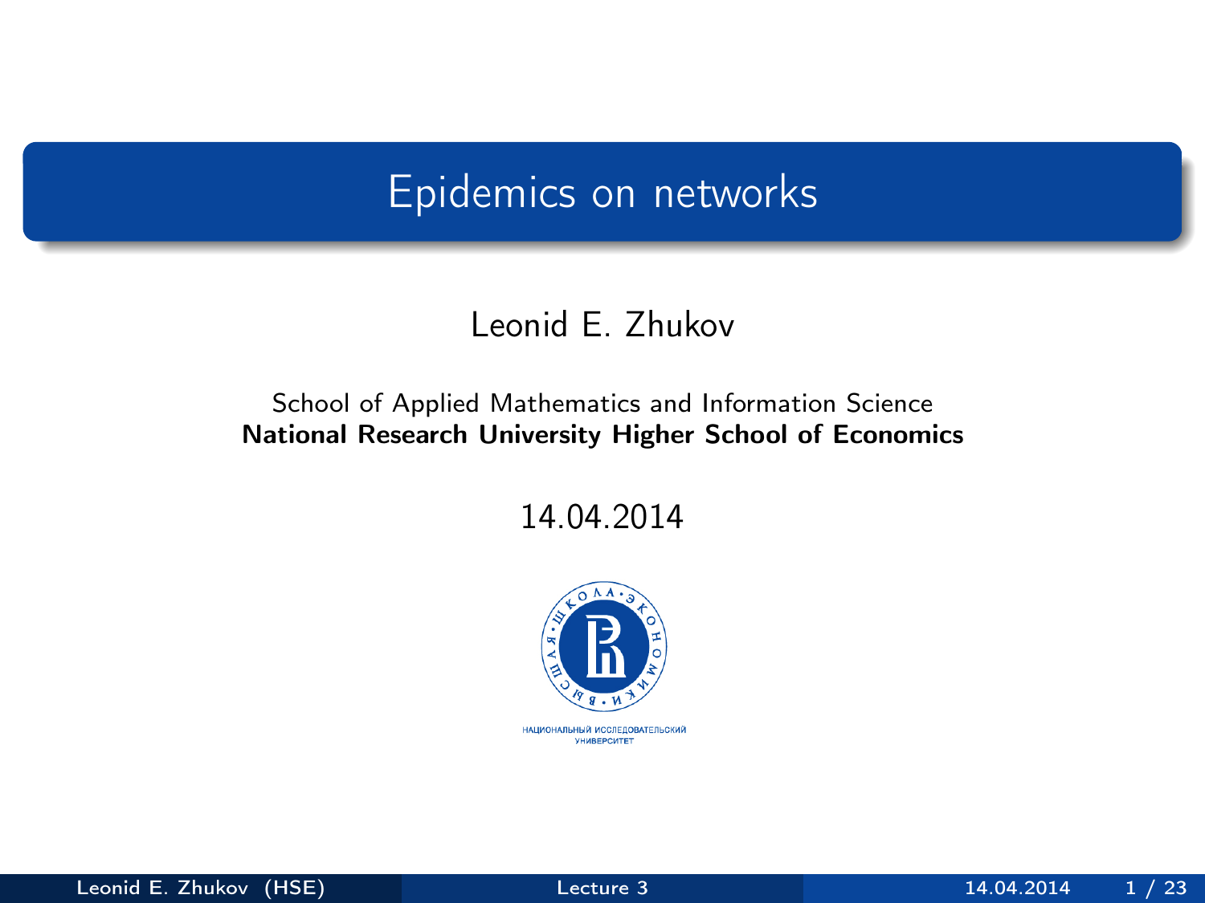# Epidemics on networks

Leonid E. Zhukov

School of Applied Mathematics and Information Science
**National Research University Higher School of Economics**

14.04.2014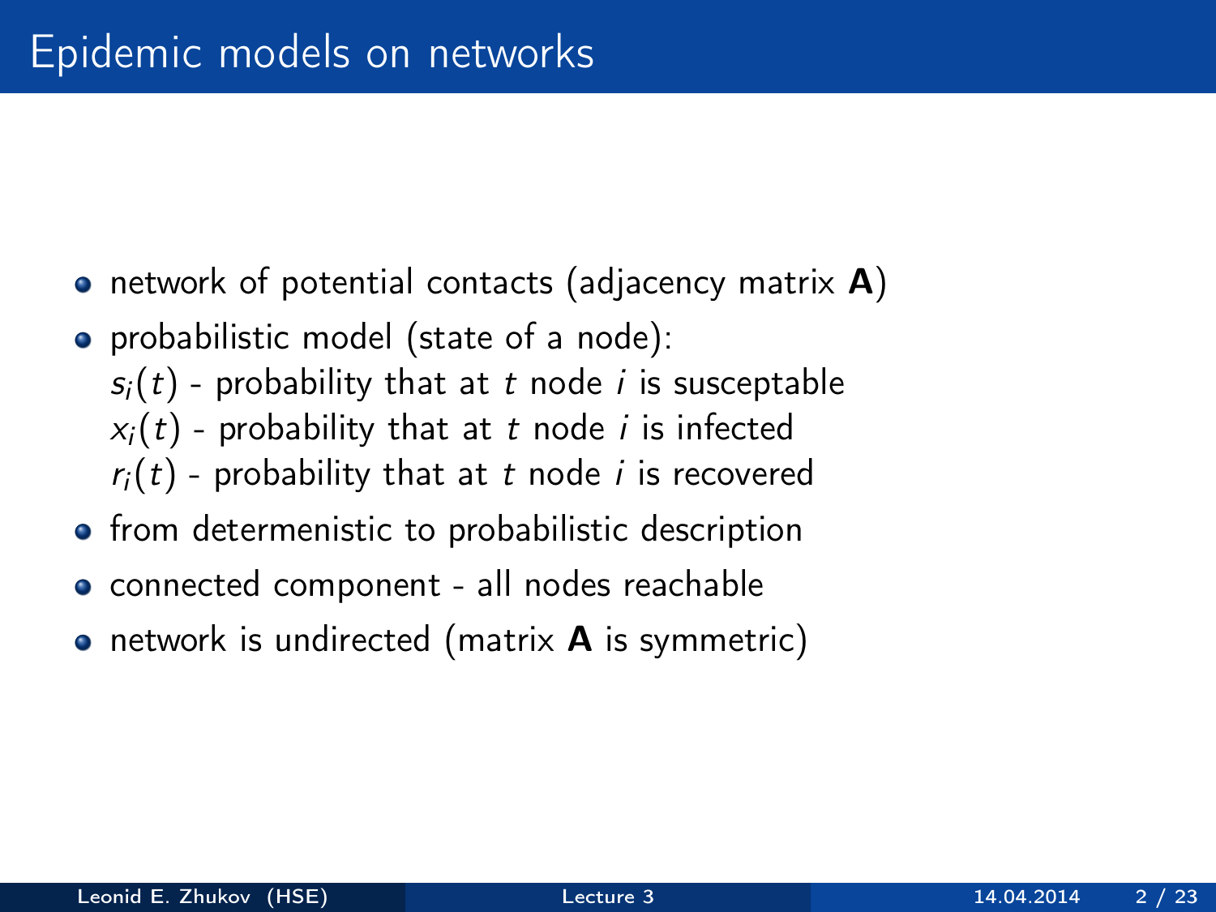# Epidemic models on networks

- network of potential contacts (adjacency matrix $\mathbf{A}$)
- probabilistic model (state of a node):
  $s_i(t)$ - probability that at $t$ node $i$ is susceptable
  $x_i(t)$ - probability that at $t$ node $i$ is infected
  $r_i(t)$ - probability that at $t$ node $i$ is recovered
- from determenistic to probabilistic description
- connected component - all nodes reachable
- network is undirected (matrix $\mathbf{A}$ is symmetric)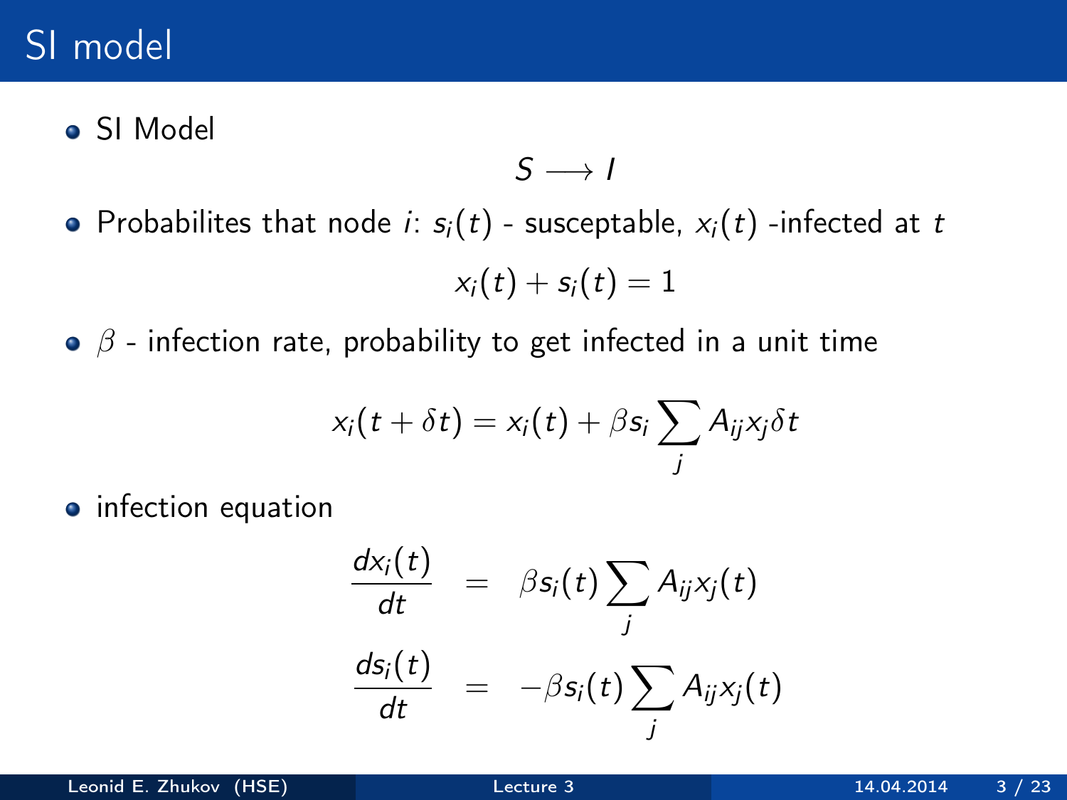# SI model

- SI Model

$$S \longrightarrow I$$

- Probabilites that node $i$: $s_i(t)$ - susceptable, $x_i(t)$ -infected at $t$

$$x_i(t) + s_i(t) = 1$$

- $\beta$ - infection rate, probability to get infected in a unit time

$$x_i(t + \delta t) = x_i(t) + \beta s_i \sum_j A_{ij} x_j \delta t$$

- infection equation

$$\begin{aligned}
\frac{dx_i(t)}{dt} &= \beta s_i(t) \sum_j A_{ij} x_j(t) \\
\frac{ds_i(t)}{dt} &= -\beta s_i(t) \sum_j A_{ij} x_j(t)
\end{aligned}$$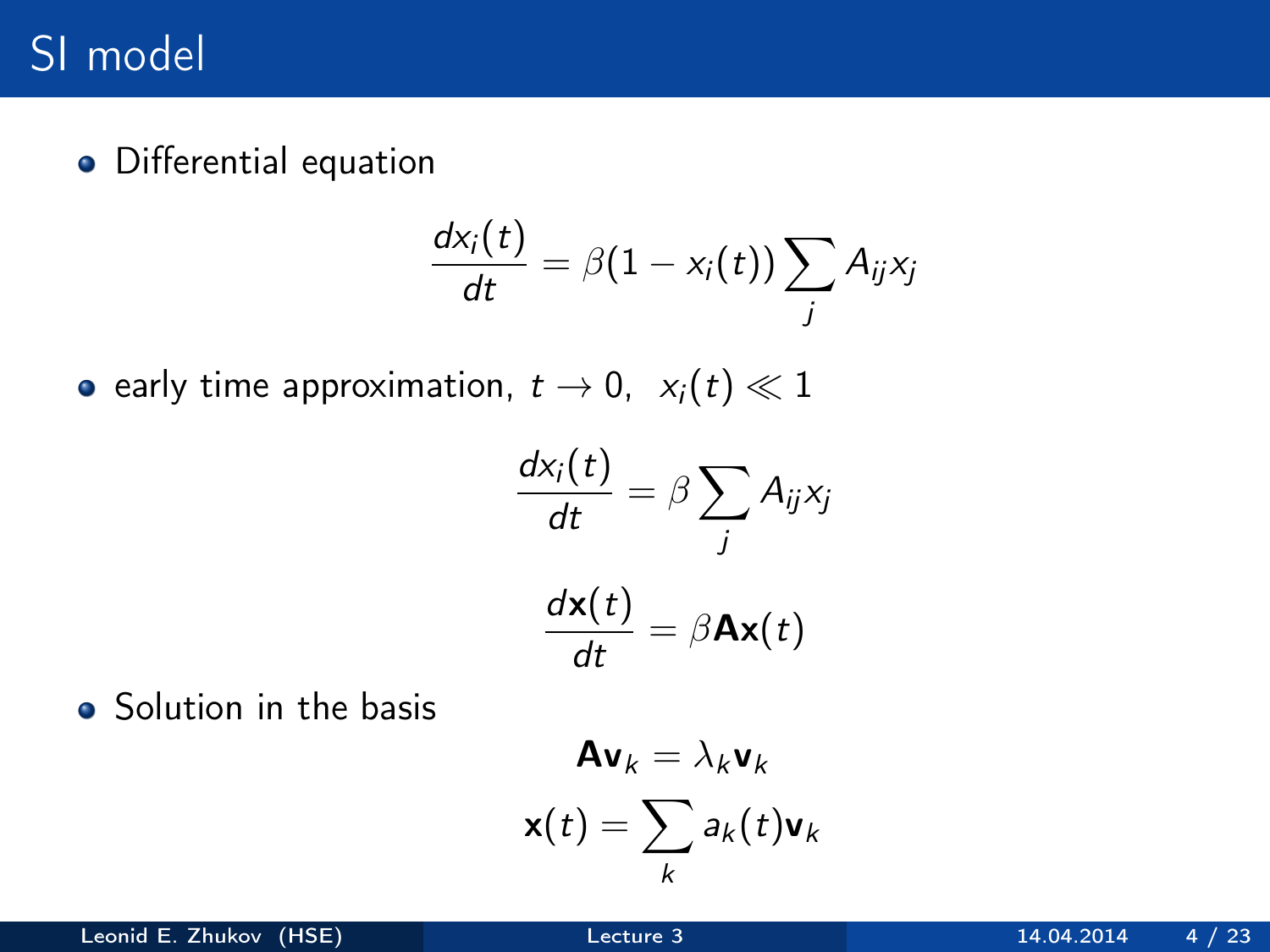# SI model

- Differential equation

$$\frac{dx_i(t)}{dt} = \beta(1 - x_i(t)) \sum_j A_{ij} x_j$$

- early time approximation, $t \to 0, \;\; x_i(t) \ll 1$

$$\frac{dx_i(t)}{dt} = \beta \sum_j A_{ij} x_j$$

$$\frac{d\mathbf{x}(t)}{dt} = \beta \mathbf{A} \mathbf{x}(t)$$

- Solution in the basis

$$\mathbf{A}\mathbf{v}_k = \lambda_k \mathbf{v}_k$$

$$\mathbf{x}(t) = \sum_k a_k(t) \mathbf{v}_k$$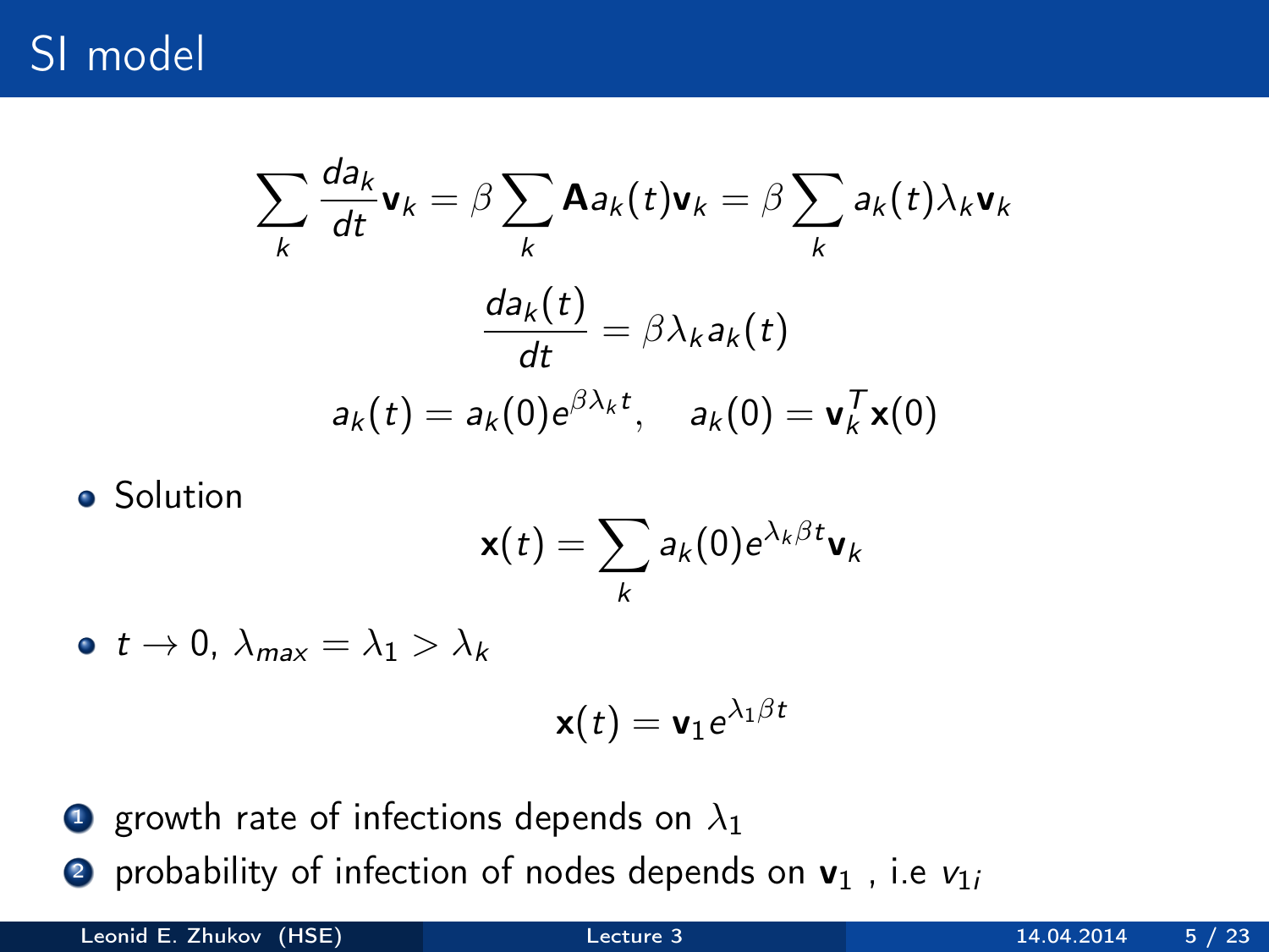# SI model

$$\sum_k \frac{da_k}{dt}\mathbf{v}_k = \beta \sum_k \mathbf{A} a_k(t)\mathbf{v}_k = \beta \sum_k a_k(t)\lambda_k \mathbf{v}_k$$

$$\frac{da_k(t)}{dt} = \beta \lambda_k a_k(t)$$

$$a_k(t) = a_k(0)e^{\beta\lambda_k t}, \quad a_k(0) = \mathbf{v}_k^T \mathbf{x}(0)$$

- Solution

$$\mathbf{x}(t) = \sum_k a_k(0)e^{\lambda_k \beta t}\mathbf{v}_k$$

- $t \to 0$, $\lambda_{max} = \lambda_1 > \lambda_k$

$$\mathbf{x}(t) = \mathbf{v}_1 e^{\lambda_1 \beta t}$$

1. growth rate of infections depends on $\lambda_1$
2. probability of infection of nodes depends on $\mathbf{v}_1$ , i.e $v_{1i}$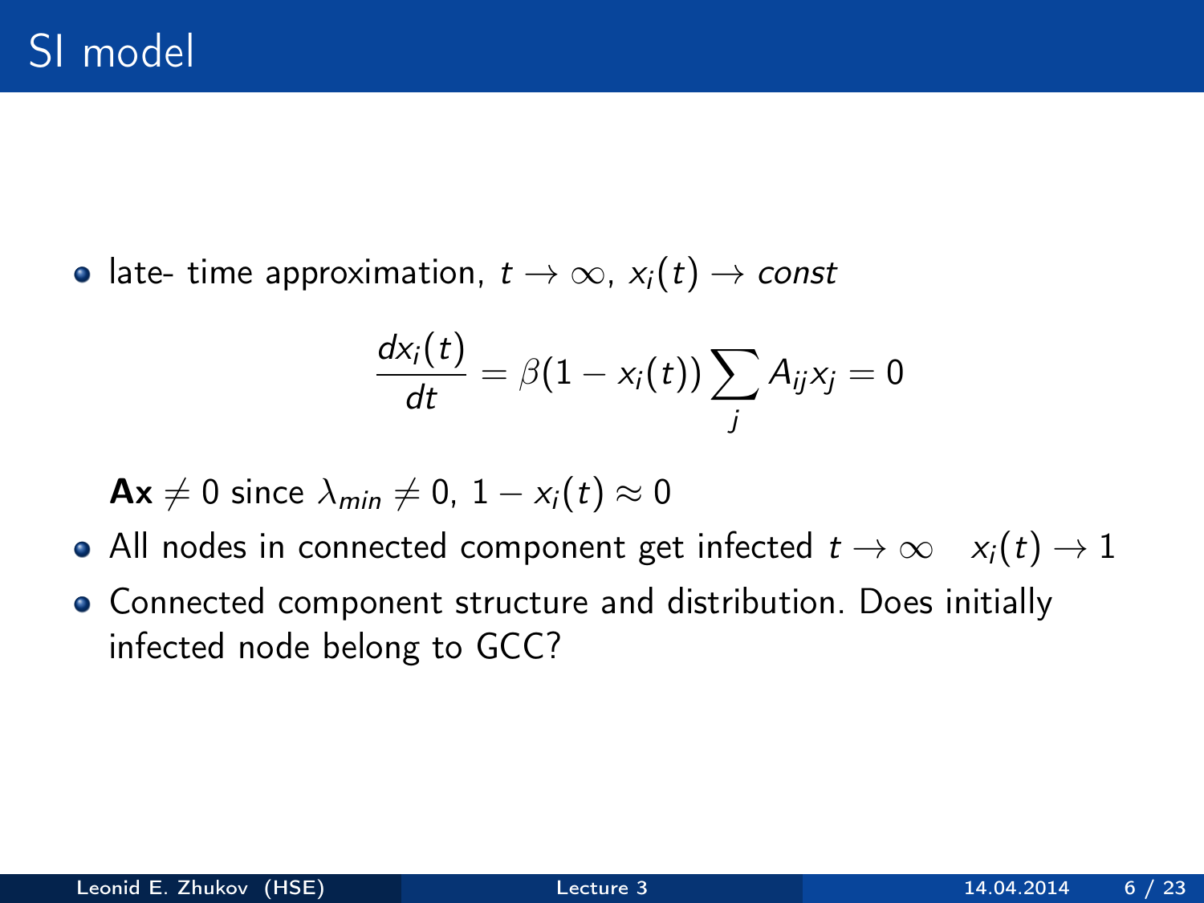# SI model

- late- time approximation, $t \to \infty$, $x_i(t) \to const$

$$\frac{dx_i(t)}{dt} = \beta(1 - x_i(t)) \sum_j A_{ij} x_j = 0$$

  $\mathbf{Ax} \neq 0$ since $\lambda_{min} \neq 0$, $1 - x_i(t) \approx 0$

- All nodes in connected component get infected $t \to \infty \quad x_i(t) \to 1$
- Connected component structure and distribution. Does initially infected node belong to GCC?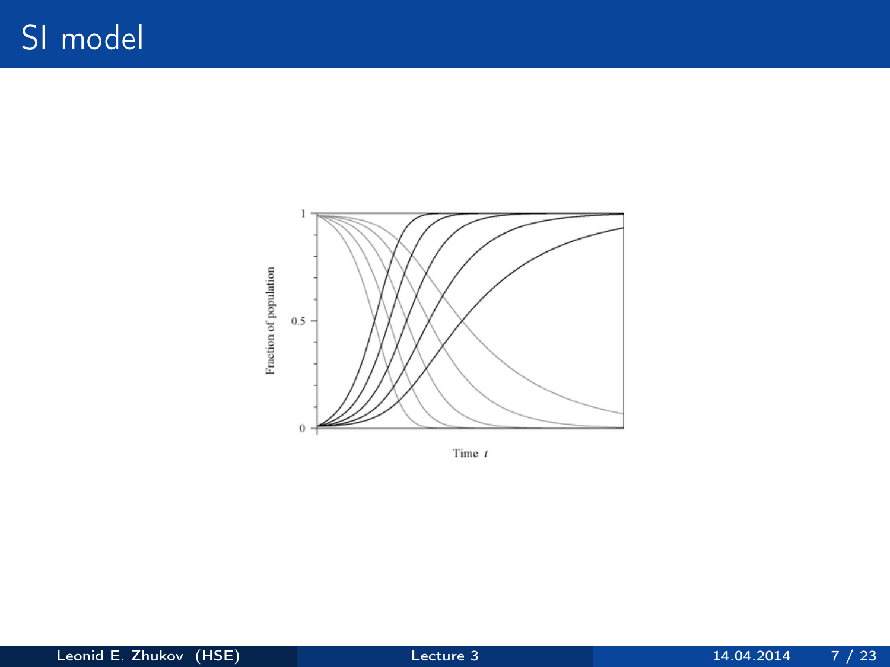# SI model

1

0.5

0

Fraction of population

Time $t$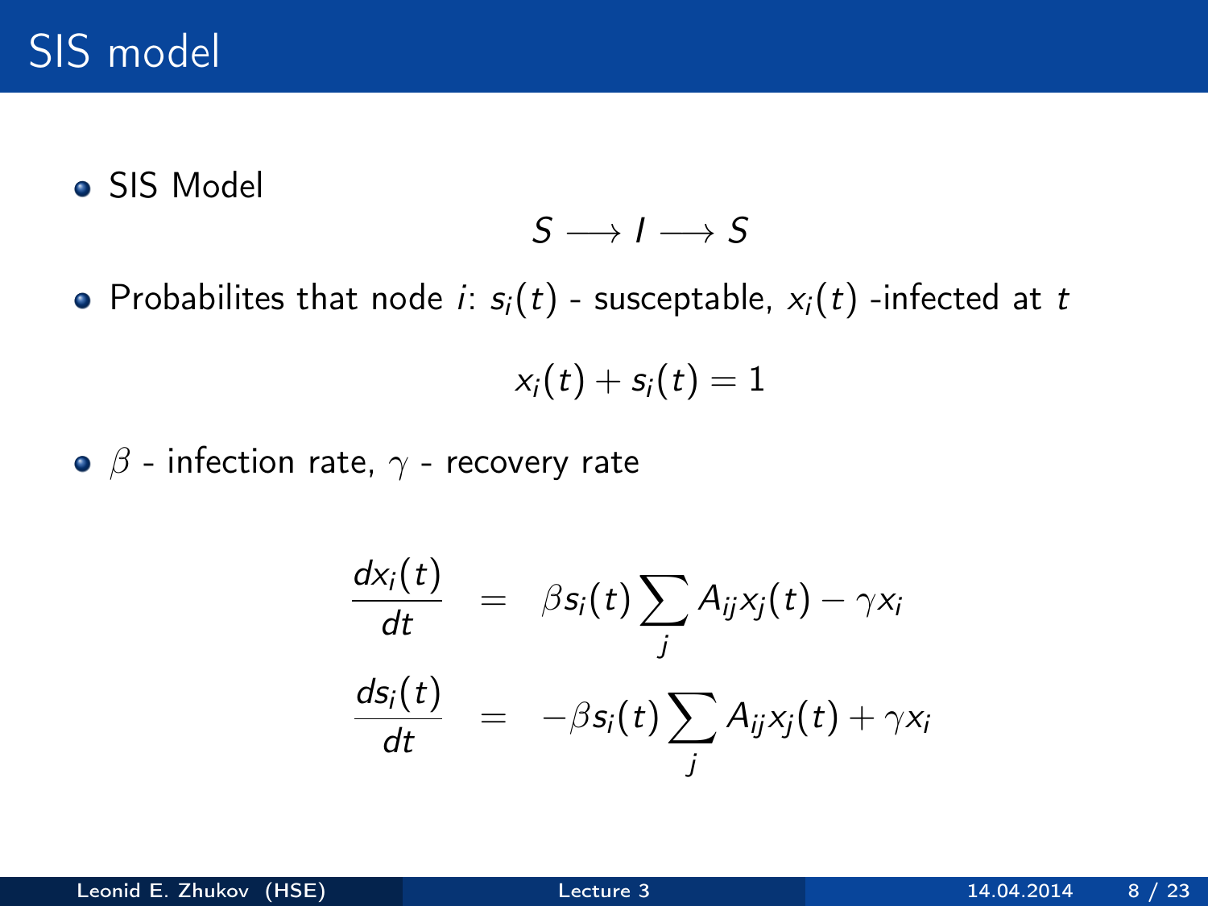# SIS model

- SIS Model

$$S \longrightarrow I \longrightarrow S$$

- Probabilites that node $i$: $s_i(t)$ - susceptable, $x_i(t)$ -infected at $t$

$$x_i(t) + s_i(t) = 1$$

- $\beta$ - infection rate, $\gamma$ - recovery rate

$$\begin{aligned}
\frac{dx_i(t)}{dt} &= \beta s_i(t) \sum_j A_{ij} x_j(t) - \gamma x_i \\
\frac{ds_i(t)}{dt} &= -\beta s_i(t) \sum_j A_{ij} x_j(t) + \gamma x_i
\end{aligned}$$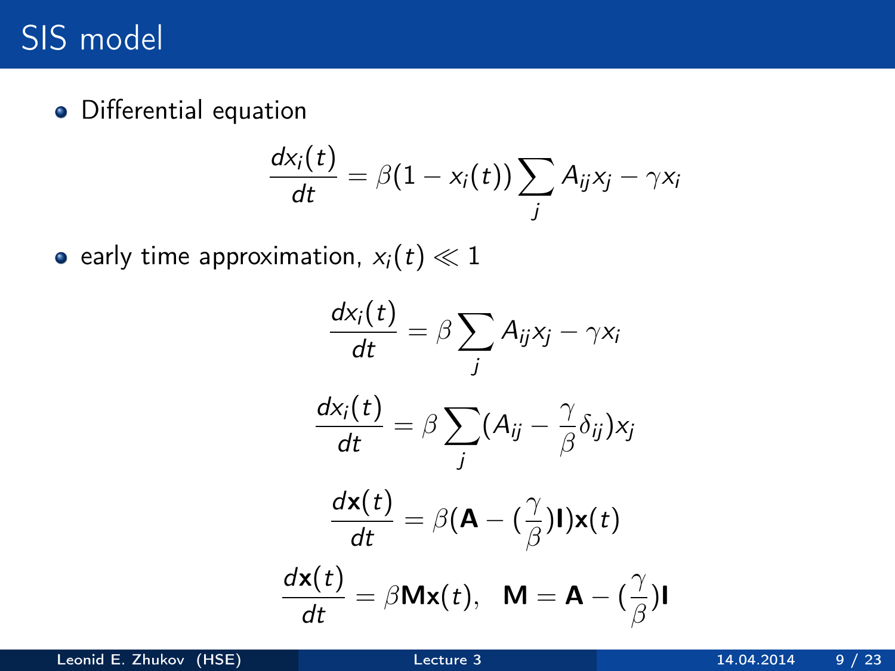# SIS model

- Differential equation

$$\frac{dx_i(t)}{dt} = \beta(1 - x_i(t)) \sum_j A_{ij} x_j - \gamma x_i$$

- early time approximation, $x_i(t) \ll 1$

$$\frac{dx_i(t)}{dt} = \beta \sum_j A_{ij} x_j - \gamma x_i$$

$$\frac{dx_i(t)}{dt} = \beta \sum_j (A_{ij} - \frac{\gamma}{\beta} \delta_{ij}) x_j$$

$$\frac{d\mathbf{x}(t)}{dt} = \beta(\mathbf{A} - (\frac{\gamma}{\beta})\mathbf{I})\mathbf{x}(t)$$

$$\frac{d\mathbf{x}(t)}{dt} = \beta \mathbf{M} \mathbf{x}(t), \quad \mathbf{M} = \mathbf{A} - (\frac{\gamma}{\beta})\mathbf{I}$$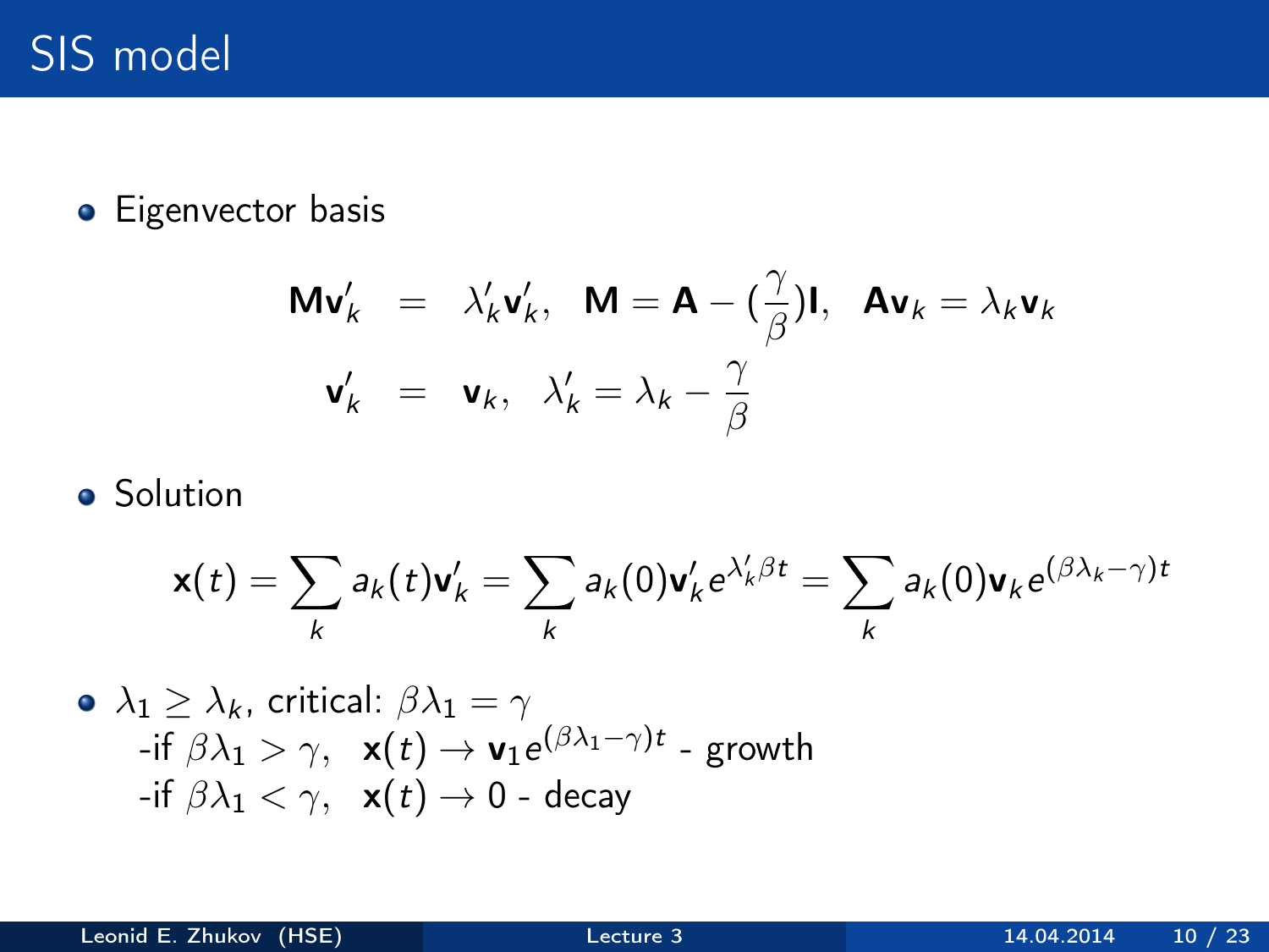# SIS model

- Eigenvector basis

$$
\begin{aligned}
\mathbf{M}\mathbf{v}'_k &= \lambda'_k \mathbf{v}'_k, \quad \mathbf{M} = \mathbf{A} - (\frac{\gamma}{\beta})\mathbf{I}, \quad \mathbf{A}\mathbf{v}_k = \lambda_k \mathbf{v}_k \\
\mathbf{v}'_k &= \mathbf{v}_k, \quad \lambda'_k = \lambda_k - \frac{\gamma}{\beta}
\end{aligned}
$$

- Solution

$$
\mathbf{x}(t) = \sum_k a_k(t)\mathbf{v}'_k = \sum_k a_k(0)\mathbf{v}'_k e^{\lambda'_k \beta t} = \sum_k a_k(0)\mathbf{v}_k e^{(\beta\lambda_k - \gamma)t}
$$

- $\lambda_1 \geq \lambda_k$, critical: $\beta\lambda_1 = \gamma$
  -if $\beta\lambda_1 > \gamma$, $\mathbf{x}(t) \to \mathbf{v}_1 e^{(\beta\lambda_1 - \gamma)t}$ - growth
  -if $\beta\lambda_1 < \gamma$, $\mathbf{x}(t) \to 0$ - decay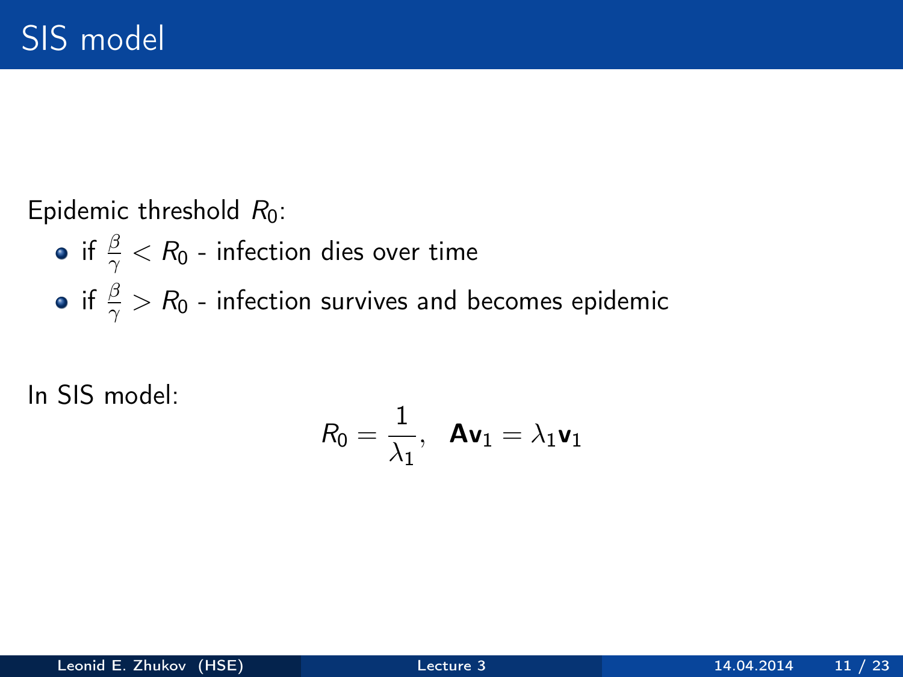# SIS model

Epidemic threshold $R_0$:

- if $\frac{\beta}{\gamma} < R_0$ - infection dies over time
- if $\frac{\beta}{\gamma} > R_0$ - infection survives and becomes epidemic

In SIS model:

$$R_0 = \frac{1}{\lambda_1}, \quad \mathbf{A}\mathbf{v}_1 = \lambda_1 \mathbf{v}_1$$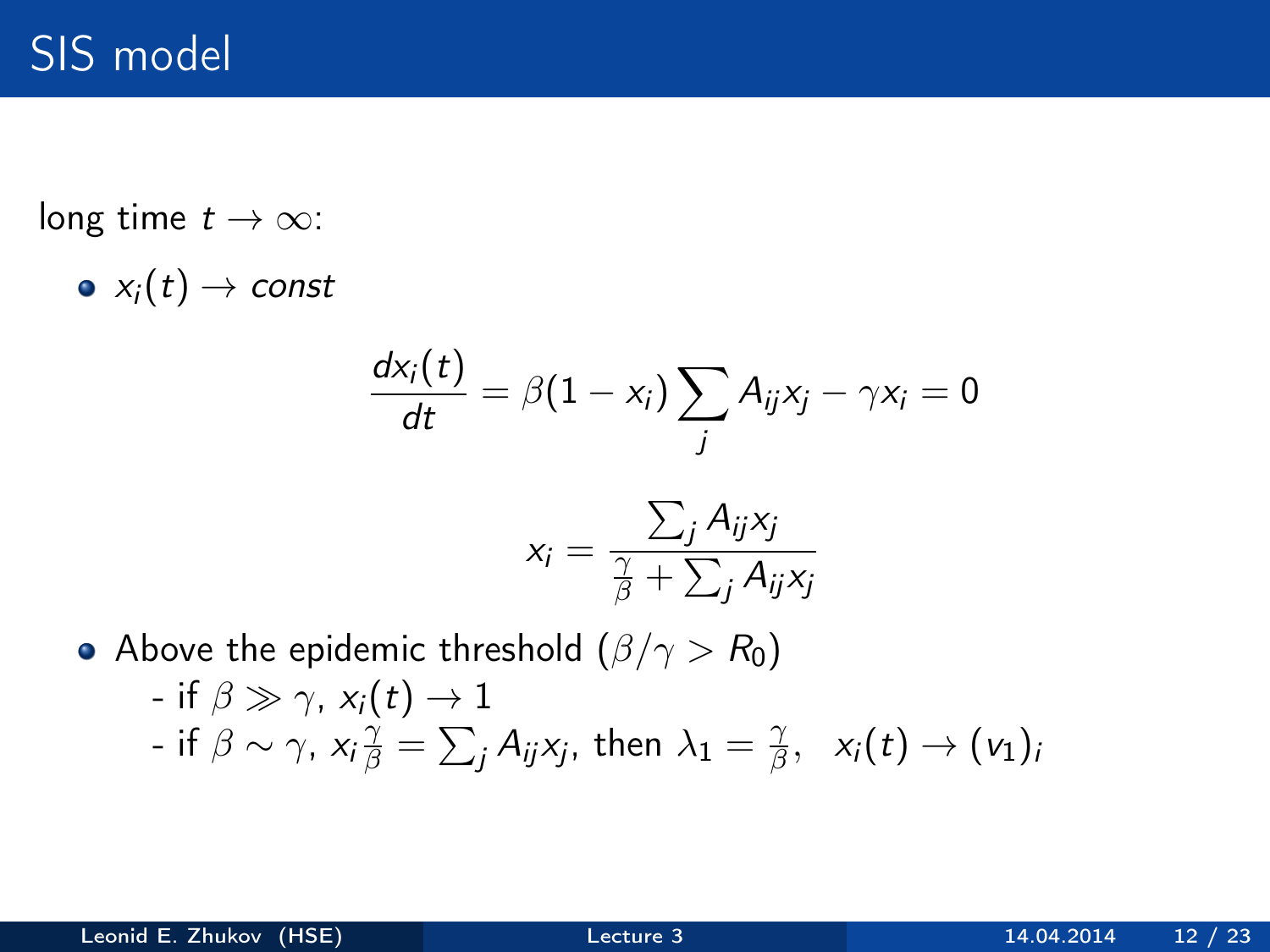# SIS model

long time $t \to \infty$:

- $x_i(t) \to const$

$$\frac{dx_i(t)}{dt} = \beta(1 - x_i) \sum_j A_{ij} x_j - \gamma x_i = 0$$

$$x_i = \frac{\sum_j A_{ij} x_j}{\frac{\gamma}{\beta} + \sum_j A_{ij} x_j}$$

- Above the epidemic threshold ($\beta/\gamma > R_0$)
  - if $\beta \gg \gamma$, $x_i(t) \to 1$
  - if $\beta \sim \gamma$, $x_i \frac{\gamma}{\beta} = \sum_j A_{ij} x_j$, then $\lambda_1 = \frac{\gamma}{\beta}$, $\;x_i(t) \to (v_1)_i$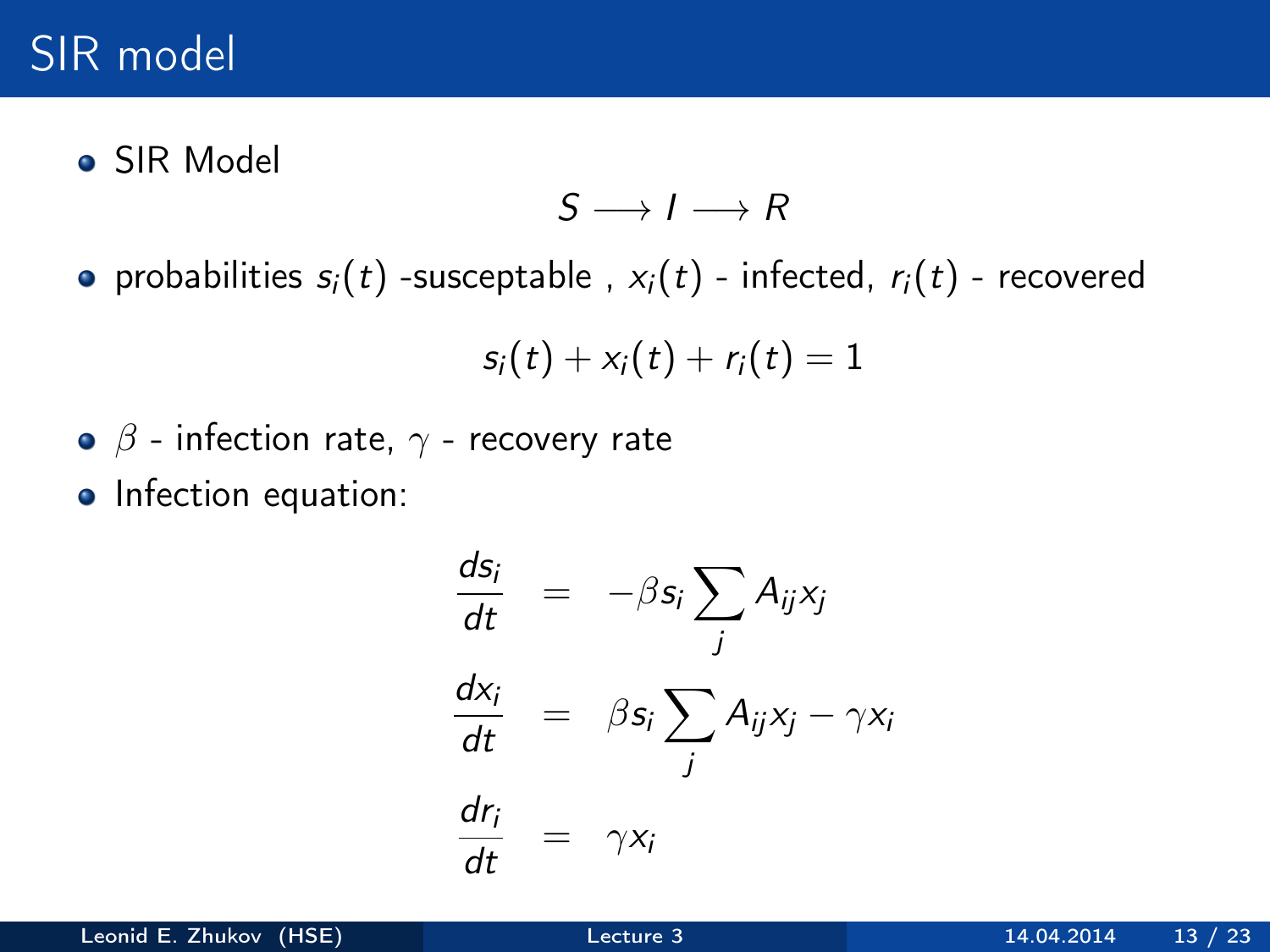# SIR model

- SIR Model

$$S \longrightarrow I \longrightarrow R$$

- probabilities $s_i(t)$ -susceptable , $x_i(t)$ - infected, $r_i(t)$ - recovered

$$s_i(t) + x_i(t) + r_i(t) = 1$$

- $\beta$ - infection rate, $\gamma$ - recovery rate
- Infection equation:

$$\begin{aligned}
\frac{ds_i}{dt} &= -\beta s_i \sum_j A_{ij} x_j \\
\frac{dx_i}{dt} &= \beta s_i \sum_j A_{ij} x_j - \gamma x_i \\
\frac{dr_i}{dt} &= \gamma x_i
\end{aligned}$$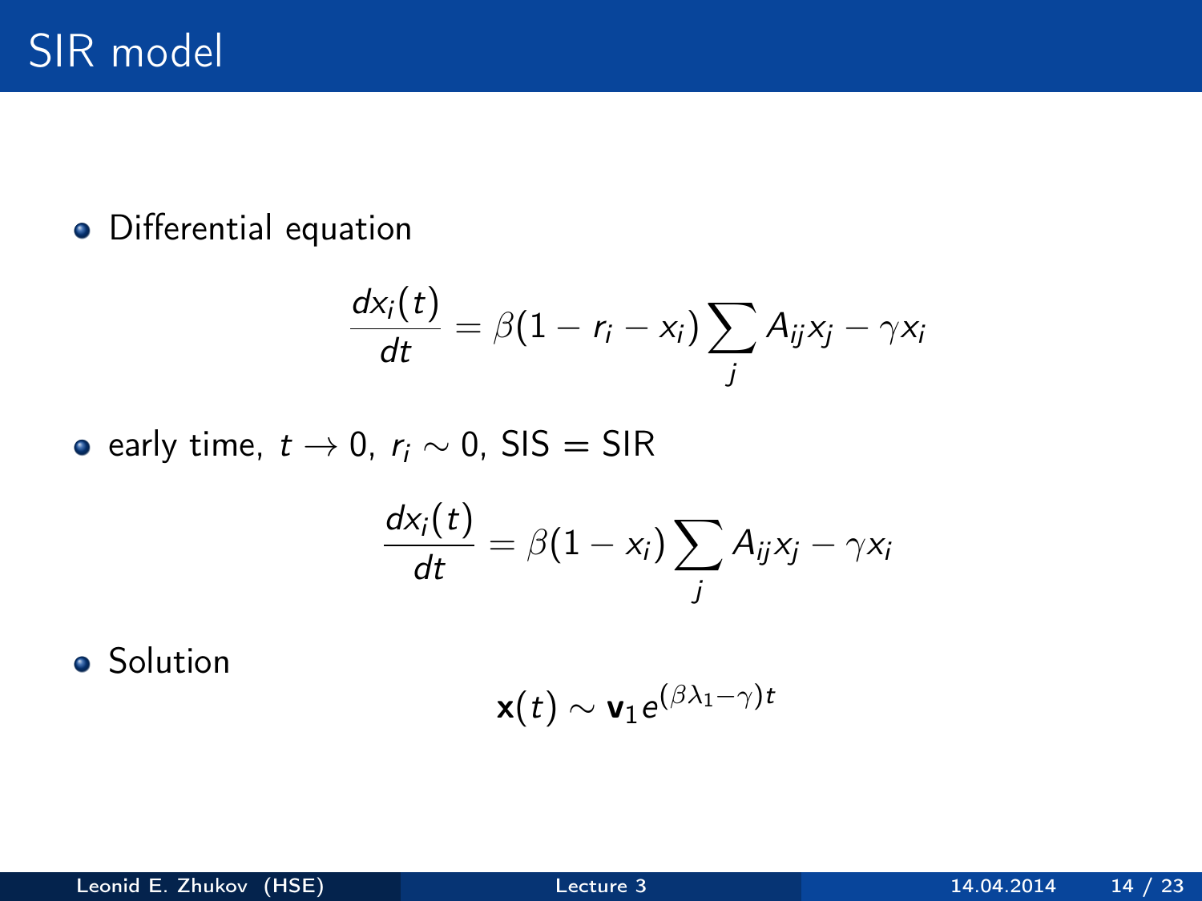# SIR model

- Differential equation

$$\frac{dx_i(t)}{dt} = \beta(1 - r_i - x_i) \sum_j A_{ij} x_j - \gamma x_i$$

- early time, $t \to 0$, $r_i \sim 0$, SIS = SIR

$$\frac{dx_i(t)}{dt} = \beta(1 - x_i) \sum_j A_{ij} x_j - \gamma x_i$$

- Solution

$$\mathbf{x}(t) \sim \mathbf{v}_1 e^{(\beta \lambda_1 - \gamma)t}$$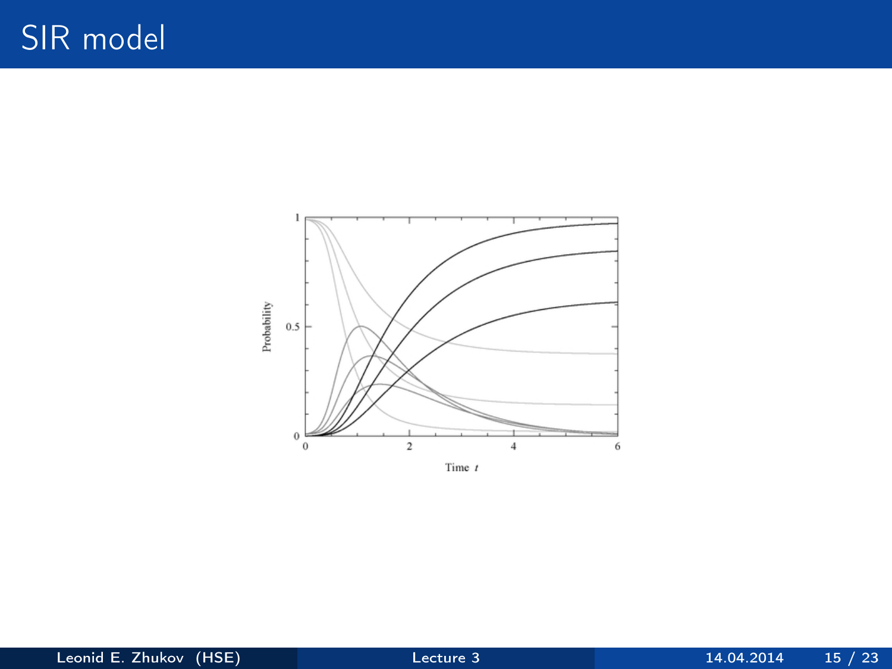# SIR model

Probability

1

0.5

0

0

2

4

6

Time $t$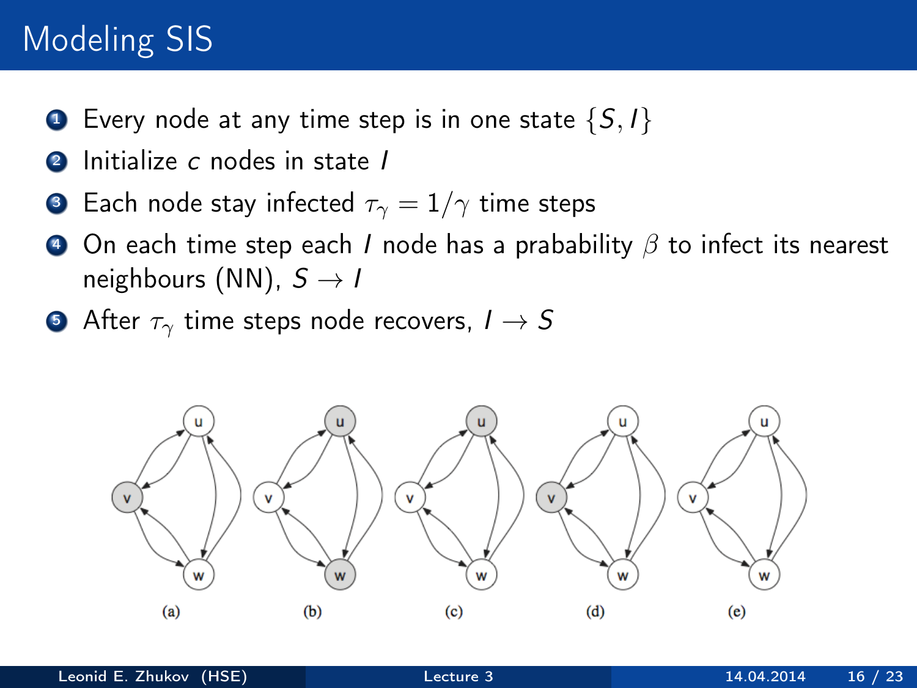# Modeling SIS

1. Every node at any time step is in one state $\{S, I\}$
2. Initialize $c$ nodes in state $I$
3. Each node stay infected $\tau_\gamma = 1/\gamma$ time steps
4. On each time step each $I$ node has a prabability $\beta$ to infect its nearest neighbours (NN), $S \rightarrow I$
5. After $\tau_\gamma$ time steps node recovers, $I \rightarrow S$

u
v
w

(a) (b) (c) (d) (e)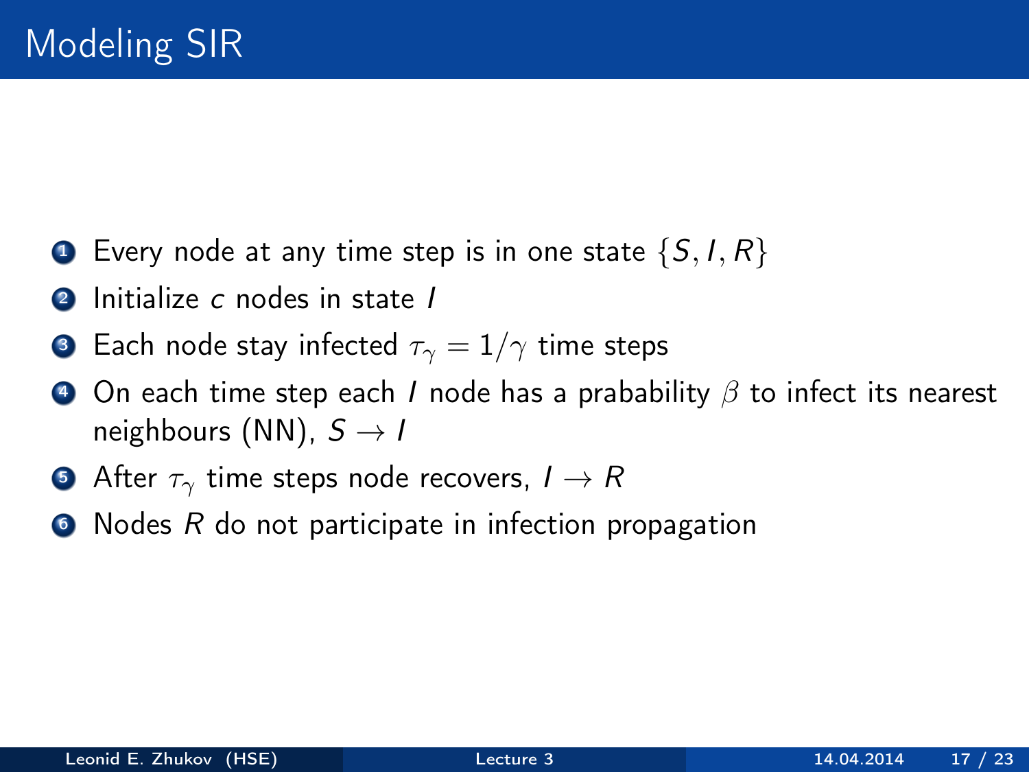# Modeling SIR

1. Every node at any time step is in one state $\{S, I, R\}$
2. Initialize $c$ nodes in state $I$
3. Each node stay infected $\tau_\gamma = 1/\gamma$ time steps
4. On each time step each $I$ node has a prabability $\beta$ to infect its nearest neighbours (NN), $S \rightarrow I$
5. After $\tau_\gamma$ time steps node recovers, $I \rightarrow R$
6. Nodes $R$ do not participate in infection propagation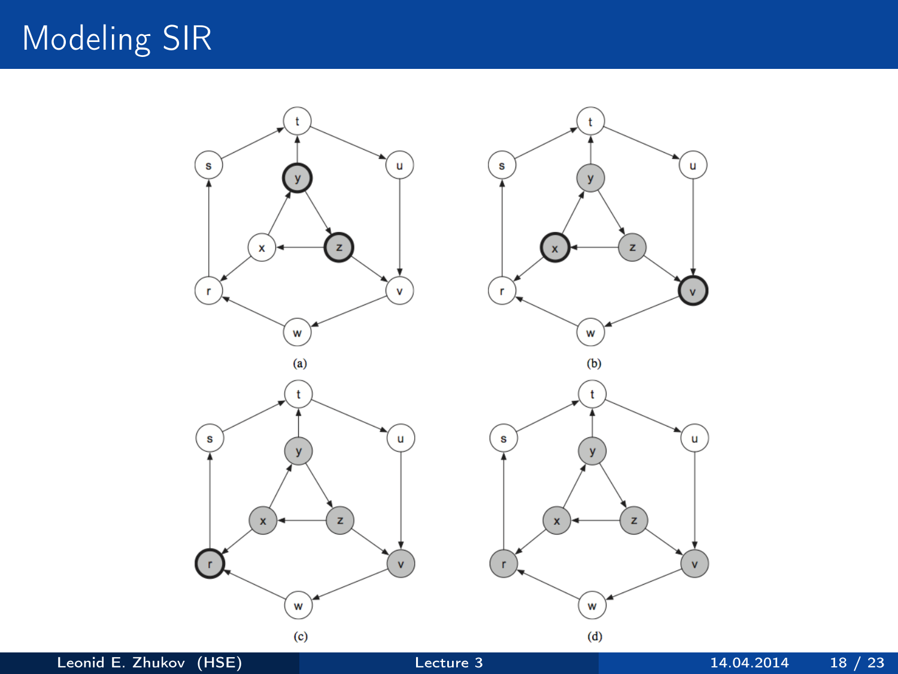# Modeling SIR

t

s

u

y

x

z

r

v

w

(a)

t

s

u

y

x

z

r

v

w

(b)

t

s

u

y

x

z

r

v

w

(c)

t

s

u

y

x

z

r

v

w

(d)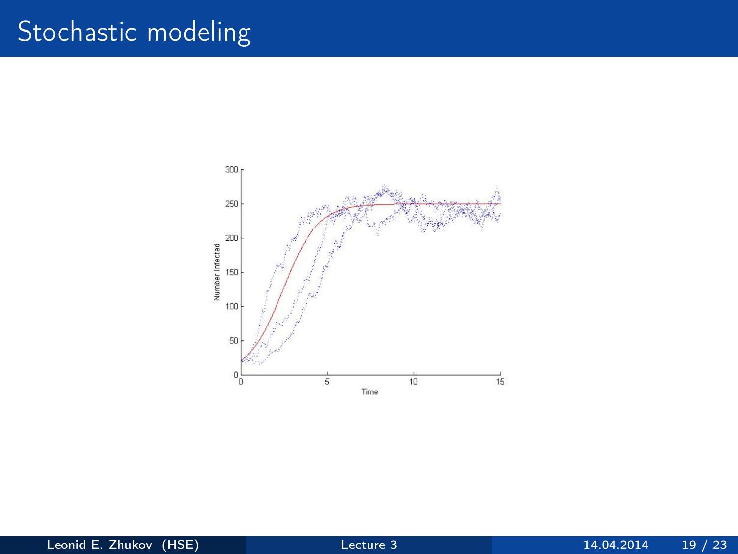# Stochastic modeling

300
250
200
150
100
50
0
Number Infected
0
5
10
15
Time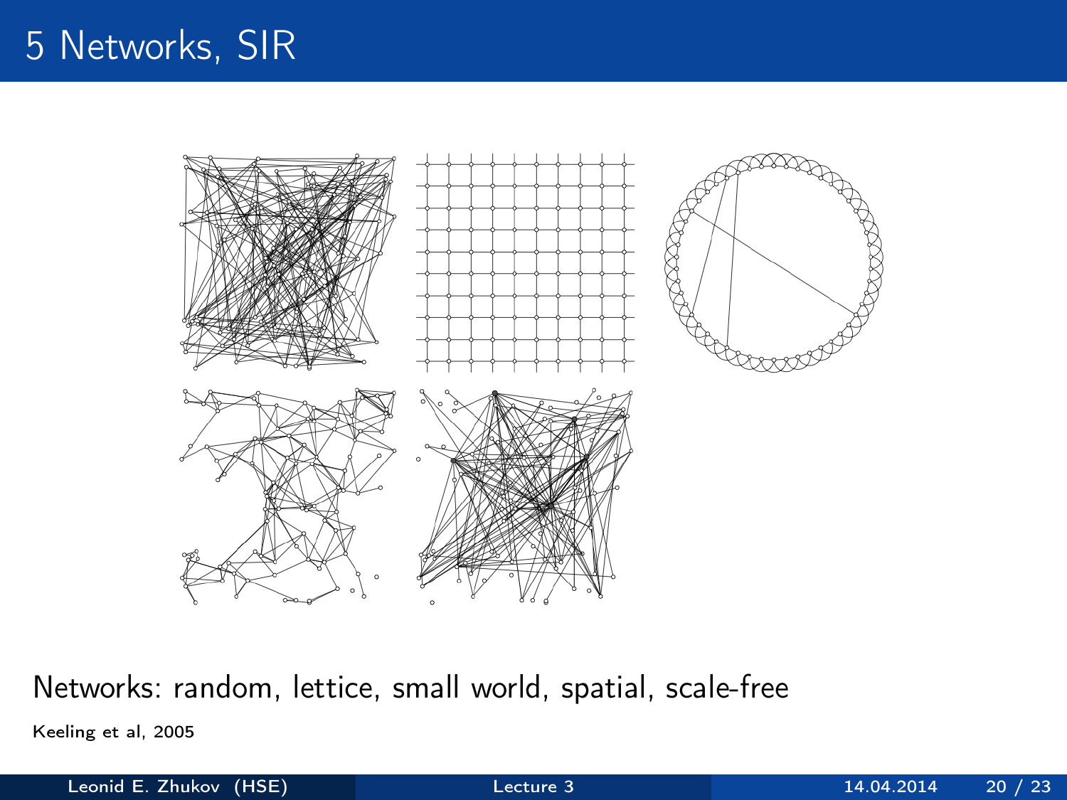# 5 Networks, SIR

Networks: random, lettice, small world, spatial, scale-free

Keeling et al, 2005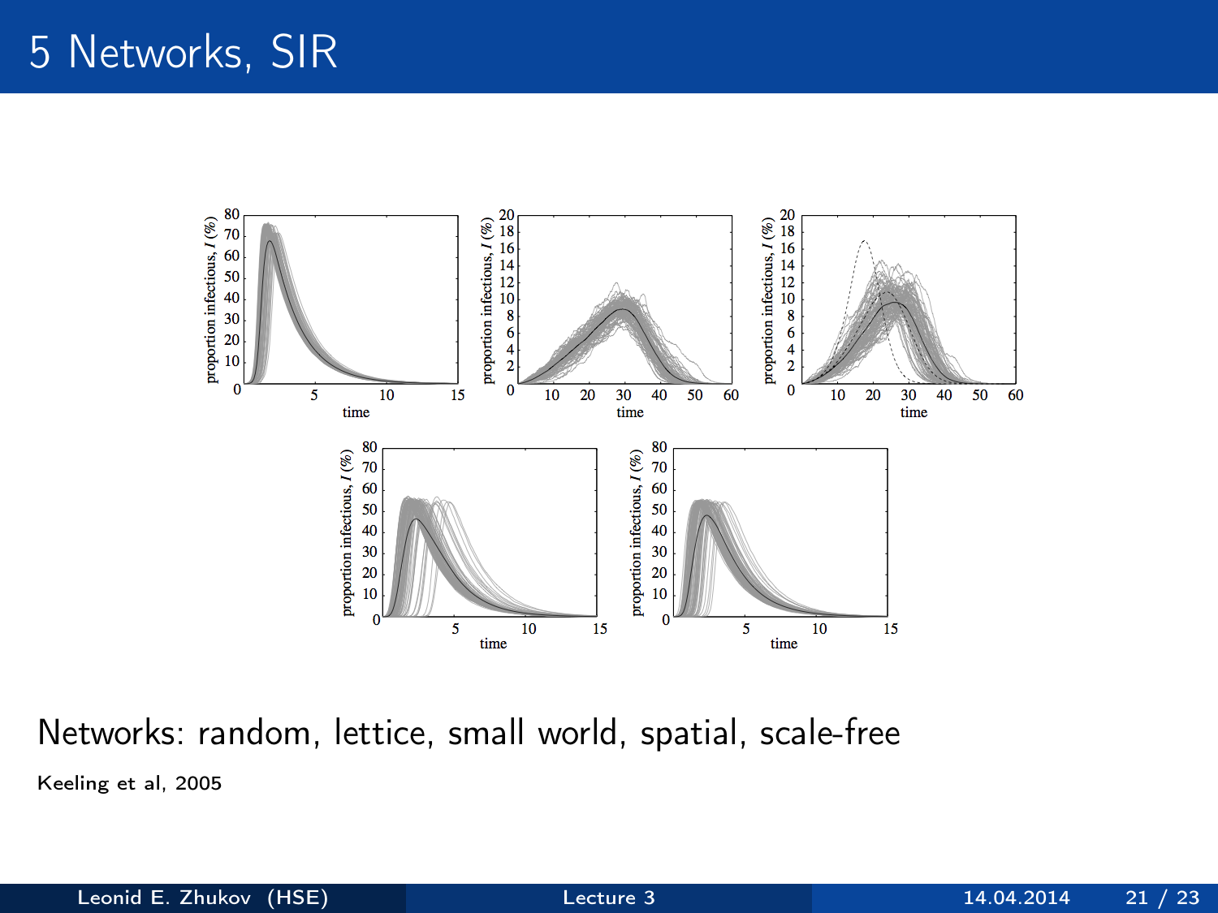# 5 Networks, SIR

Networks: random, lettice, small world, spatial, scale-free

Keeling et al, 2005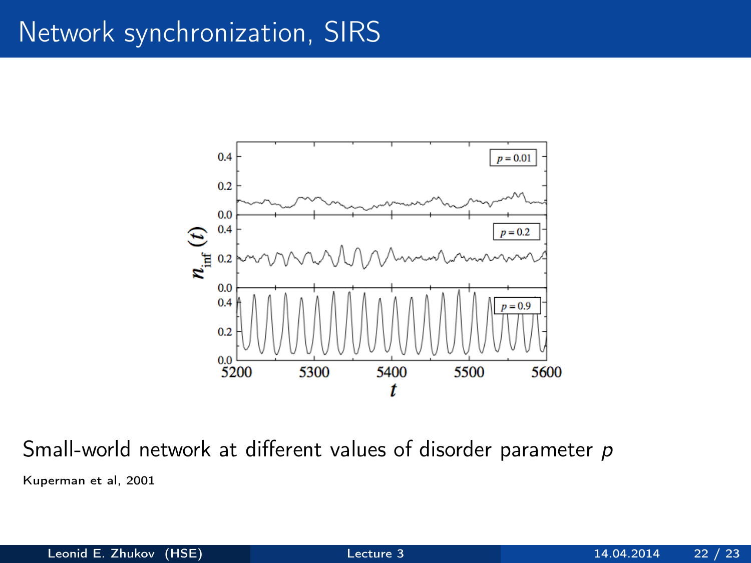# Network synchronization, SIRS

$p = 0.01$

$p = 0.2$

$p = 0.9$

$n_{\text{inf}}(t)$

0.0 0.2 0.4

5200 5300 5400 5500 5600

$t$

Small-world network at different values of disorder parameter $p$

Kuperman et al, 2001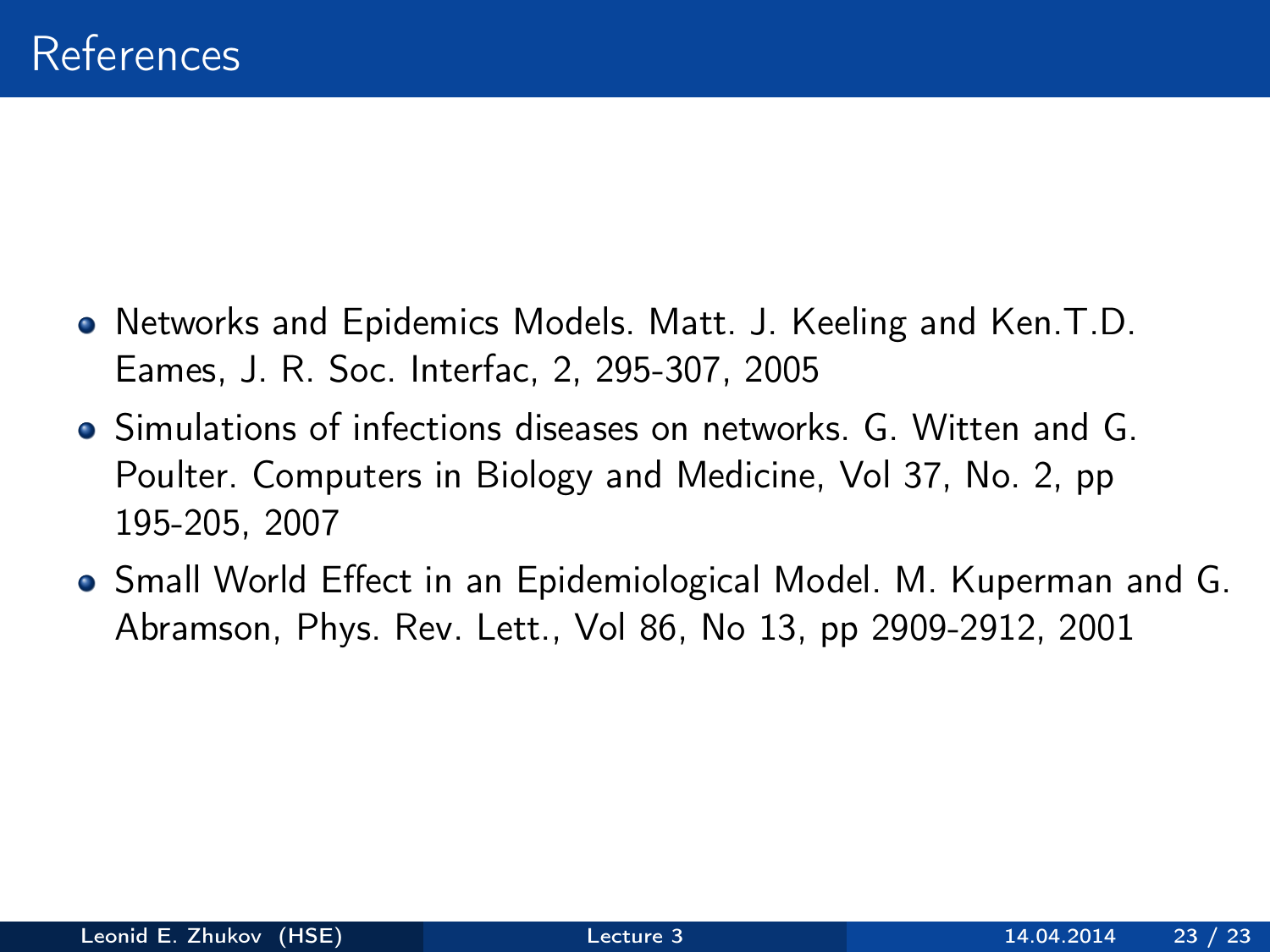# References

- Networks and Epidemics Models. Matt. J. Keeling and Ken.T.D. Eames, J. R. Soc. Interfac, 2, 295-307, 2005
- Simulations of infections diseases on networks. G. Witten and G. Poulter. Computers in Biology and Medicine, Vol 37, No. 2, pp 195-205, 2007
- Small World Effect in an Epidemiological Model. M. Kuperman and G. Abramson, Phys. Rev. Lett., Vol 86, No 13, pp 2909-2912, 2001